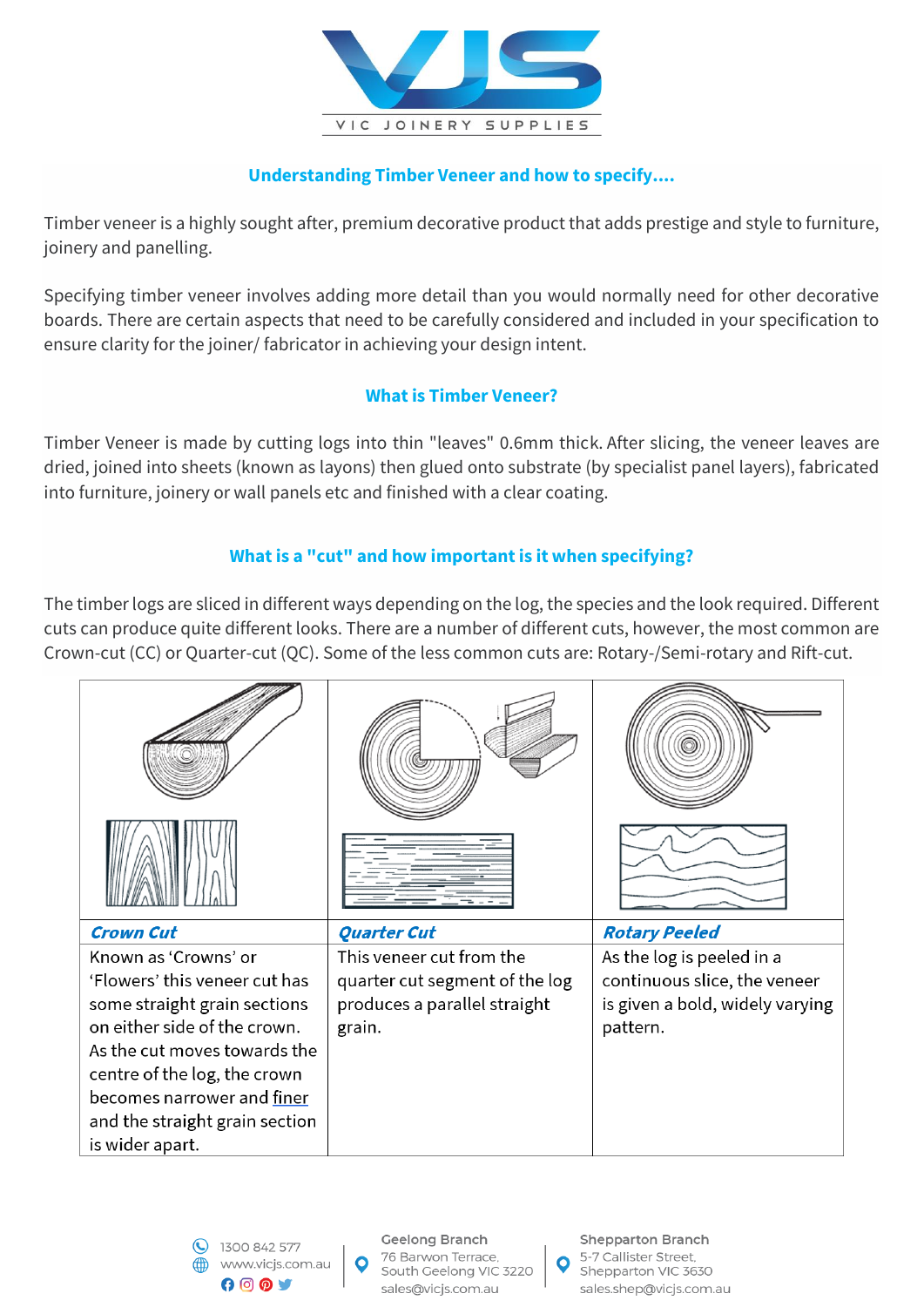VJS

VIC JOINERY SUPPLIES

## Understanding Timber Veneer and how to specify....

Timber veneer is a highly sought after, premium decorative product that adds prestige and style to furniture, joinery and panelling.

Specifying timber veneer involves adding more detail than you would normally need for other decorative boards. There are certain aspects that need to be carefully considered and included in your specification to ensure clarity for the joiner/ fabricator in achieving your design intent.

## What is Timber Veneer?

Timber Veneer is made by cutting logs into thin "leaves" 0.6mm thick. After slicing, the veneer leaves are dried, joined into sheets (known as layons) then glued onto substrate (by specialist panel layers), fabricated into furniture, joinery or wall panels etc and finished with a clear coating.

## What is a "cut" and how important is it when specifying?

The timber logs are sliced in different ways depending on the log, the species and the look required. Different cuts can produce quite different looks. There are a number of different cuts, however, the most common are Crown-cut (CC) or Quarter-cut (QC). Some of the less common cuts are: Rotary-/Semi-rotary and Rift-cut.

| ***Crown Cut*** | ***Quarter Cut*** | ***Rotary Peeled*** |
|---|---|---|
| Known as 'Crowns' or 'Flowers' this veneer cut has some straight grain sections on either side of the crown. As the cut moves towards the centre of the log, the crown becomes narrower and finer and the straight grain section is wider apart. | This veneer cut from the quarter cut segment of the log produces a parallel straight grain. | As the log is peeled in a continuous slice, the veneer is given a bold, widely varying pattern. |

1300 842 577
www.vicjs.com.au

**Geelong Branch**
76 Barwon Terrace, South Geelong VIC 3220
sales@vicjs.com.au

**Shepparton Branch**
5-7 Callister Street, Shepparton VIC 3630
sales.shep@vicjs.com.au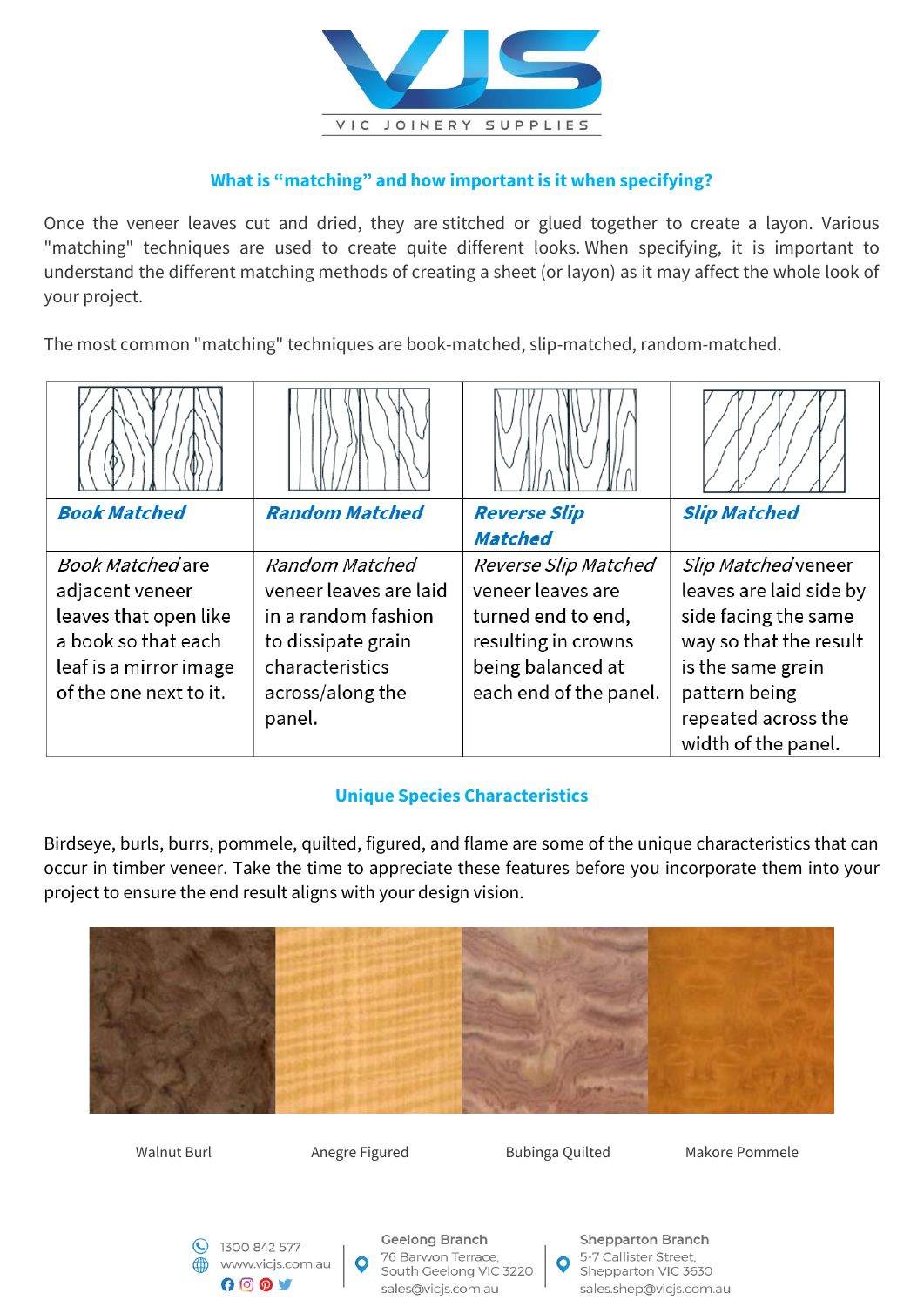### What is "matching" and how important is it when specifying?

Once the veneer leaves cut and dried, they are stitched or glued together to create a layon. Various "matching" techniques are used to create quite different looks. When specifying, it is important to understand the different matching methods of creating a sheet (or layon) as it may affect the whole look of your project.

The most common "matching" techniques are book-matched, slip-matched, random-matched.

| | | | |
|---|---|---|---|
| ***Book Matched*** | ***Random Matched*** | ***Reverse Slip Matched*** | ***Slip Matched*** |
| *Book Matched* are adjacent veneer leaves that open like a book so that each leaf is a mirror image of the one next to it. | *Random Matched* veneer leaves are laid in a random fashion to dissipate grain characteristics across/along the panel. | *Reverse Slip Matched* veneer leaves are turned end to end, resulting in crowns being balanced at each end of the panel. | *Slip Matched* veneer leaves are laid side by side facing the same way so that the result is the same grain pattern being repeated across the width of the panel. |

### Unique Species Characteristics

Birdseye, burls, burrs, pommele, quilted, figured, and flame are some of the unique characteristics that can occur in timber veneer. Take the time to appreciate these features before you incorporate them into your project to ensure the end result aligns with your design vision.

Walnut Burl — Anegre Figured — Bubinga Quilted — Makore Pommele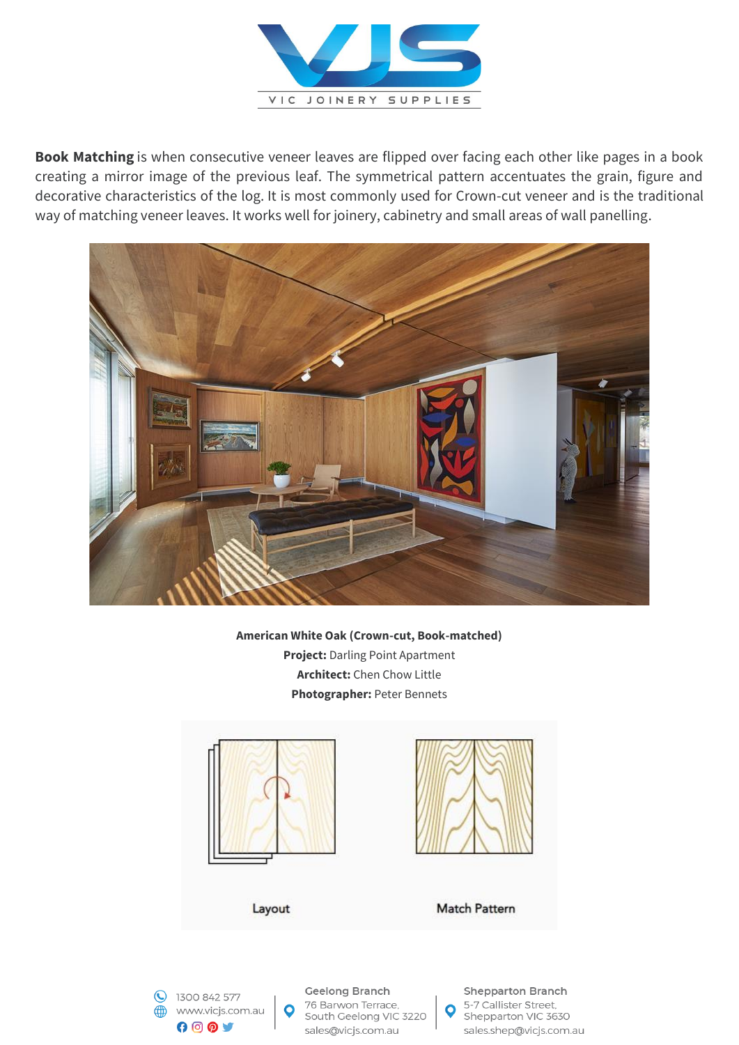**Book Matching** is when consecutive veneer leaves are flipped over facing each other like pages in a book creating a mirror image of the previous leaf. The symmetrical pattern accentuates the grain, figure and decorative characteristics of the log. It is most commonly used for Crown-cut veneer and is the traditional way of matching veneer leaves. It works well for joinery, cabinetry and small areas of wall panelling.

**American White Oak (Crown-cut, Book-matched)**
**Project:** Darling Point Apartment
**Architect:** Chen Chow Little
**Photographer:** Peter Bennets

Layout

Match Pattern

1300 842 577
www.vicjs.com.au

Geelong Branch
76 Barwon Terrace,
South Geelong VIC 3220
sales@vicjs.com.au

Shepparton Branch
5-7 Callister Street,
Shepparton VIC 3630
sales.shep@vicjs.com.au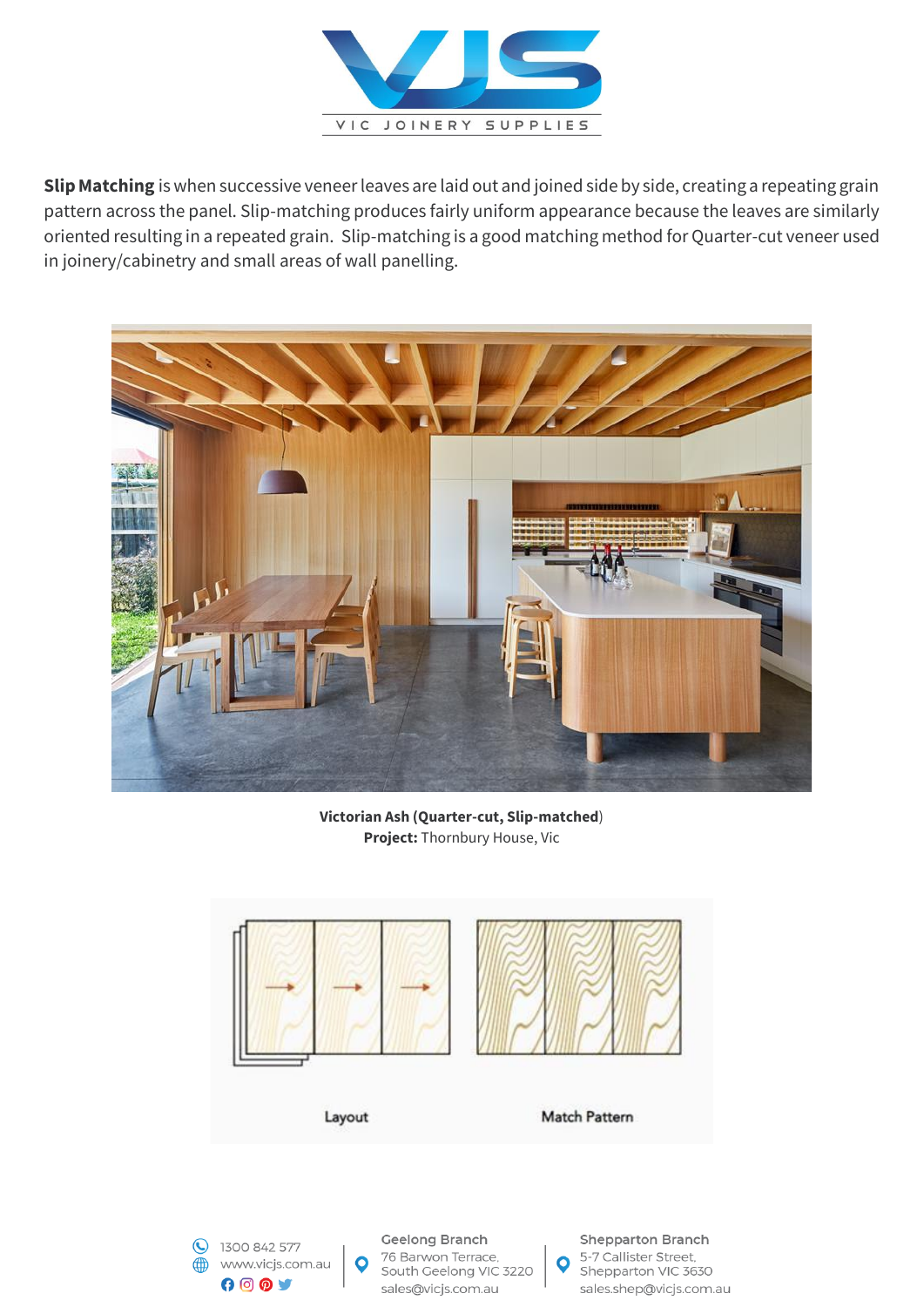**Slip Matching** is when successive veneer leaves are laid out and joined side by side, creating a repeating grain pattern across the panel. Slip-matching produces fairly uniform appearance because the leaves are similarly oriented resulting in a repeated grain. Slip-matching is a good matching method for Quarter-cut veneer used in joinery/cabinetry and small areas of wall panelling.

**Victorian Ash (Quarter-cut, Slip-matched)**
**Project:** Thornbury House, Vic

Layout

Match Pattern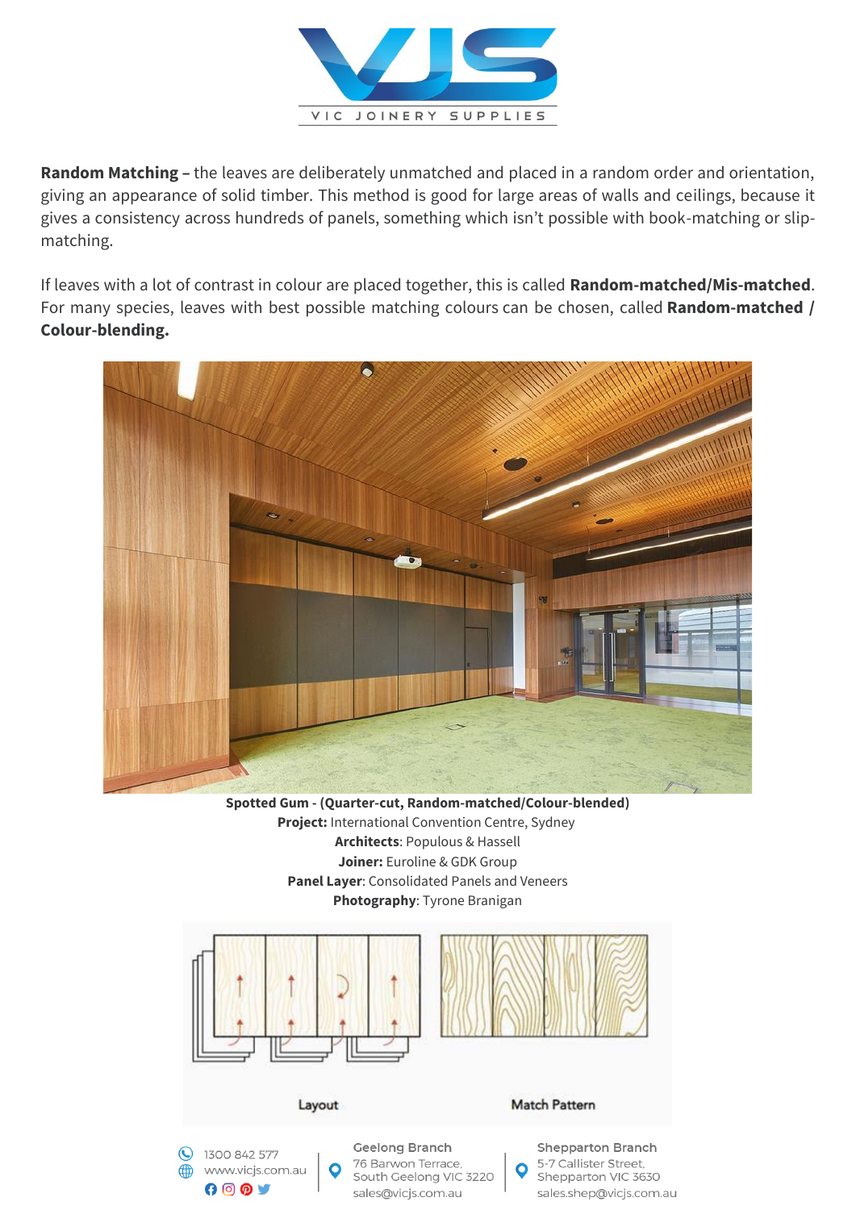**Random Matching –** the leaves are deliberately unmatched and placed in a random order and orientation, giving an appearance of solid timber. This method is good for large areas of walls and ceilings, because it gives a consistency across hundreds of panels, something which isn't possible with book-matching or slip-matching.

If leaves with a lot of contrast in colour are placed together, this is called **Random-matched/Mis-matched**. For many species, leaves with best possible matching colours can be chosen, called **Random-matched / Colour-blending.**

**Spotted Gum - (Quarter-cut, Random-matched/Colour-blended)**
**Project:** International Convention Centre, Sydney
**Architects**: Populous & Hassell
**Joiner:** Euroline & GDK Group
**Panel Layer**: Consolidated Panels and Veneers
**Photography**: Tyrone Branigan

Layout

Match Pattern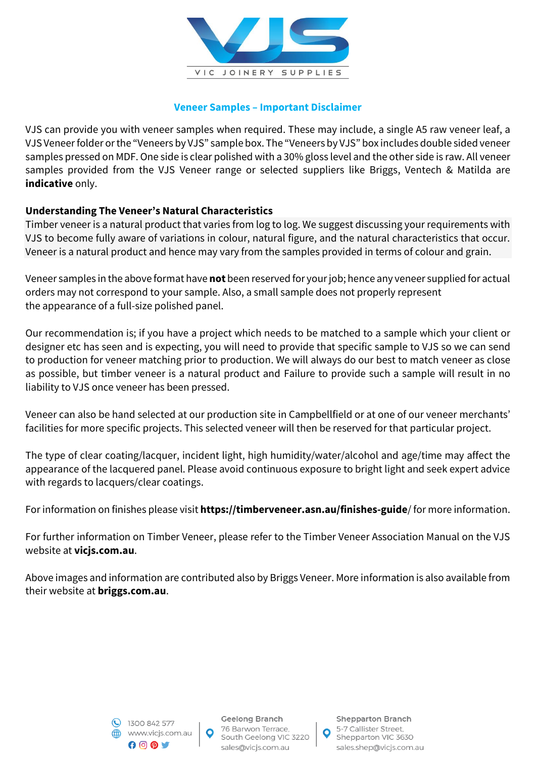## Veneer Samples – Important Disclaimer

VJS can provide you with veneer samples when required. These may include, a single A5 raw veneer leaf, a VJS Veneer folder or the "Veneers by VJS" sample box. The "Veneers by VJS" box includes double sided veneer samples pressed on MDF. One side is clear polished with a 30% gloss level and the other side is raw. All veneer samples provided from the VJS Veneer range or selected suppliers like Briggs, Ventech & Matilda are **indicative** only.

**Understanding The Veneer's Natural Characteristics**

Timber veneer is a natural product that varies from log to log. We suggest discussing your requirements with VJS to become fully aware of variations in colour, natural figure, and the natural characteristics that occur. Veneer is a natural product and hence may vary from the samples provided in terms of colour and grain.

Veneer samples in the above format have **not** been reserved for your job; hence any veneer supplied for actual orders may not correspond to your sample. Also, a small sample does not properly represent the appearance of a full-size polished panel.

Our recommendation is; if you have a project which needs to be matched to a sample which your client or designer etc has seen and is expecting, you will need to provide that specific sample to VJS so we can send to production for veneer matching prior to production. We will always do our best to match veneer as close as possible, but timber veneer is a natural product and Failure to provide such a sample will result in no liability to VJS once veneer has been pressed.

Veneer can also be hand selected at our production site in Campbellfield or at one of our veneer merchants' facilities for more specific projects. This selected veneer will then be reserved for that particular project.

The type of clear coating/lacquer, incident light, high humidity/water/alcohol and age/time may affect the appearance of the lacquered panel. Please avoid continuous exposure to bright light and seek expert advice with regards to lacquers/clear coatings.

For information on finishes please visit **https://timberveneer.asn.au/finishes-guide**/ for more information.

For further information on Timber Veneer, please refer to the Timber Veneer Association Manual on the VJS website at **vicjs.com.au**.

Above images and information are contributed also by Briggs Veneer. More information is also available from their website at **briggs.com.au**.